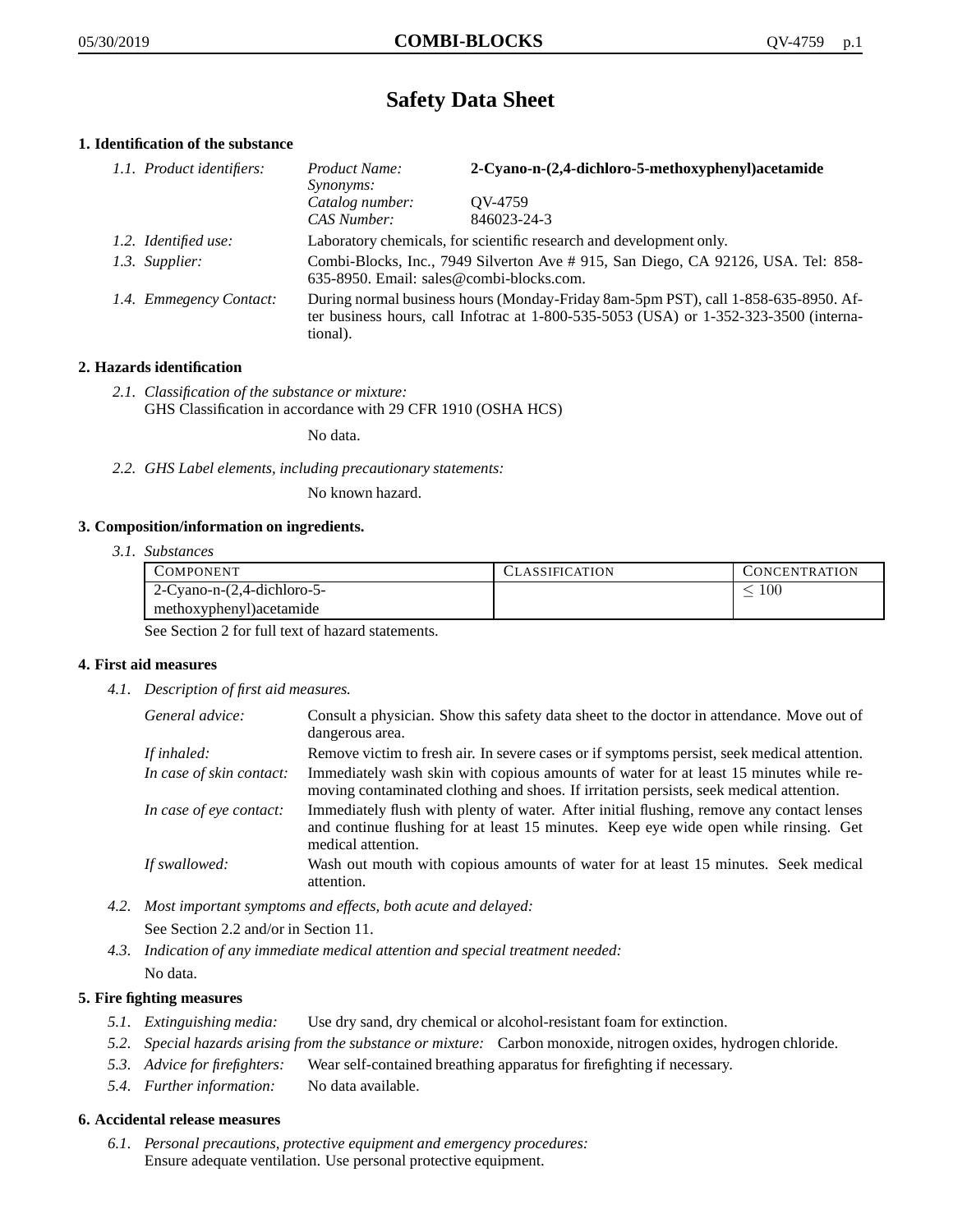# Safety Data Sheet

## 1. Identification of the substance

*1.1. Product identifiers:*

| | |
|---|---|
| *Product Name:* | **2-Cyano-n-(2,4-dichloro-5-methoxyphenyl)acetamide** |
| *Synonyms:* | |
| *Catalog number:* | QV-4759 |
| *CAS Number:* | 846023-24-3 |

*1.2. Identified use:* Laboratory chemicals, for scientific research and development only.

*1.3. Supplier:* Combi-Blocks, Inc., 7949 Silverton Ave # 915, San Diego, CA 92126, USA. Tel: 858-635-8950. Email: sales@combi-blocks.com.

*1.4. Emmegency Contact:* During normal business hours (Monday-Friday 8am-5pm PST), call 1-858-635-8950. After business hours, call Infotrac at 1-800-535-5053 (USA) or 1-352-323-3500 (international).

## 2. Hazards identification

*2.1. Classification of the substance or mixture:*
GHS Classification in accordance with 29 CFR 1910 (OSHA HCS)

No data.

*2.2. GHS Label elements, including precautionary statements:*

No known hazard.

## 3. Composition/information on ingredients.

*3.1. Substances*

| Component | Classification | Concentration |
|---|---|---|
| 2-Cyano-n-(2,4-dichloro-5-methoxyphenyl)acetamide | | $\leq 100$ |

See Section 2 for full text of hazard statements.

## 4. First aid measures

*4.1. Description of first aid measures.*

*General advice:* Consult a physician. Show this safety data sheet to the doctor in attendance. Move out of dangerous area.

*If inhaled:* Remove victim to fresh air. In severe cases or if symptoms persist, seek medical attention.

*In case of skin contact:* Immediately wash skin with copious amounts of water for at least 15 minutes while removing contaminated clothing and shoes. If irritation persists, seek medical attention.

*In case of eye contact:* Immediately flush with plenty of water. After initial flushing, remove any contact lenses and continue flushing for at least 15 minutes. Keep eye wide open while rinsing. Get medical attention.

*If swallowed:* Wash out mouth with copious amounts of water for at least 15 minutes. Seek medical attention.

*4.2. Most important symptoms and effects, both acute and delayed:*

See Section 2.2 and/or in Section 11.

*4.3. Indication of any immediate medical attention and special treatment needed:*

No data.

## 5. Fire fighting measures

*5.1. Extinguishing media:* Use dry sand, dry chemical or alcohol-resistant foam for extinction.

*5.2. Special hazards arising from the substance or mixture:* Carbon monoxide, nitrogen oxides, hydrogen chloride.

*5.3. Advice for firefighters:* Wear self-contained breathing apparatus for firefighting if necessary.

*5.4. Further information:* No data available.

## 6. Accidental release measures

*6.1. Personal precautions, protective equipment and emergency procedures:*
Ensure adequate ventilation. Use personal protective equipment.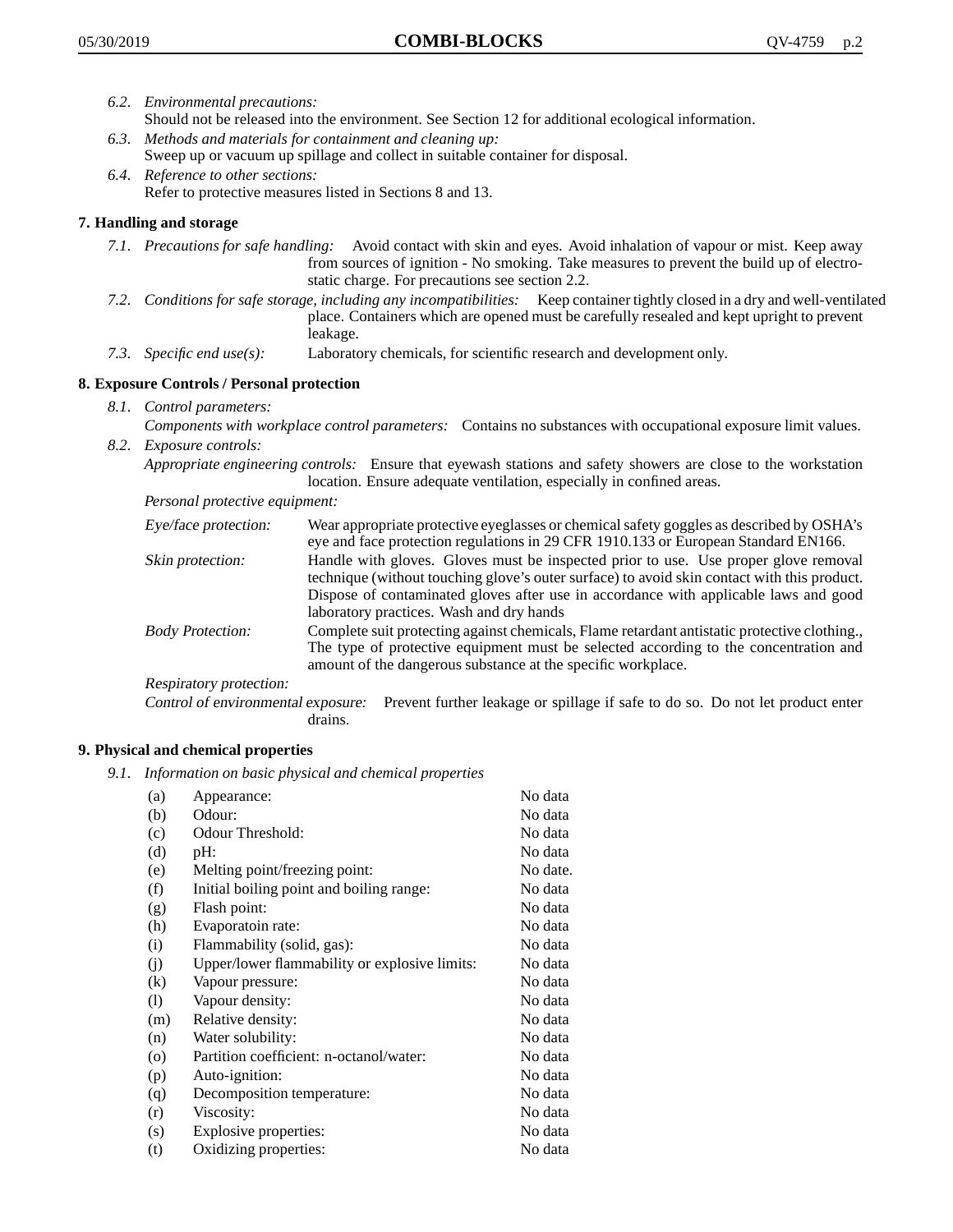6.2. *Environmental precautions:*
Should not be released into the environment. See Section 12 for additional ecological information.

6.3. *Methods and materials for containment and cleaning up:*
Sweep up or vacuum up spillage and collect in suitable container for disposal.

6.4. *Reference to other sections:*
Refer to protective measures listed in Sections 8 and 13.

## 7. Handling and storage

7.1. *Precautions for safe handling:* Avoid contact with skin and eyes. Avoid inhalation of vapour or mist. Keep away from sources of ignition - No smoking. Take measures to prevent the build up of electrostatic charge. For precautions see section 2.2.

7.2. *Conditions for safe storage, including any incompatibilities:* Keep container tightly closed in a dry and well-ventilated place. Containers which are opened must be carefully resealed and kept upright to prevent leakage.

7.3. *Specific end use(s):* Laboratory chemicals, for scientific research and development only.

## 8. Exposure Controls / Personal protection

8.1. *Control parameters:*
*Components with workplace control parameters:* Contains no substances with occupational exposure limit values.

8.2. *Exposure controls:*
*Appropriate engineering controls:* Ensure that eyewash stations and safety showers are close to the workstation location. Ensure adequate ventilation, especially in confined areas.

*Personal protective equipment:*

*Eye/face protection:* Wear appropriate protective eyeglasses or chemical safety goggles as described by OSHA's eye and face protection regulations in 29 CFR 1910.133 or European Standard EN166.

*Skin protection:* Handle with gloves. Gloves must be inspected prior to use. Use proper glove removal technique (without touching glove's outer surface) to avoid skin contact with this product. Dispose of contaminated gloves after use in accordance with applicable laws and good laboratory practices. Wash and dry hands

*Body Protection:* Complete suit protecting against chemicals, Flame retardant antistatic protective clothing., The type of protective equipment must be selected according to the concentration and amount of the dangerous substance at the specific workplace.

*Respiratory protection:*

*Control of environmental exposure:* Prevent further leakage or spillage if safe to do so. Do not let product enter drains.

## 9. Physical and chemical properties

9.1. *Information on basic physical and chemical properties*

| | | |
|---|---|---|
| (a) | Appearance: | No data |
| (b) | Odour: | No data |
| (c) | Odour Threshold: | No data |
| (d) | pH: | No data |
| (e) | Melting point/freezing point: | No date. |
| (f) | Initial boiling point and boiling range: | No data |
| (g) | Flash point: | No data |
| (h) | Evaporatoin rate: | No data |
| (i) | Flammability (solid, gas): | No data |
| (j) | Upper/lower flammability or explosive limits: | No data |
| (k) | Vapour pressure: | No data |
| (l) | Vapour density: | No data |
| (m) | Relative density: | No data |
| (n) | Water solubility: | No data |
| (o) | Partition coefficient: n-octanol/water: | No data |
| (p) | Auto-ignition: | No data |
| (q) | Decomposition temperature: | No data |
| (r) | Viscosity: | No data |
| (s) | Explosive properties: | No data |
| (t) | Oxidizing properties: | No data |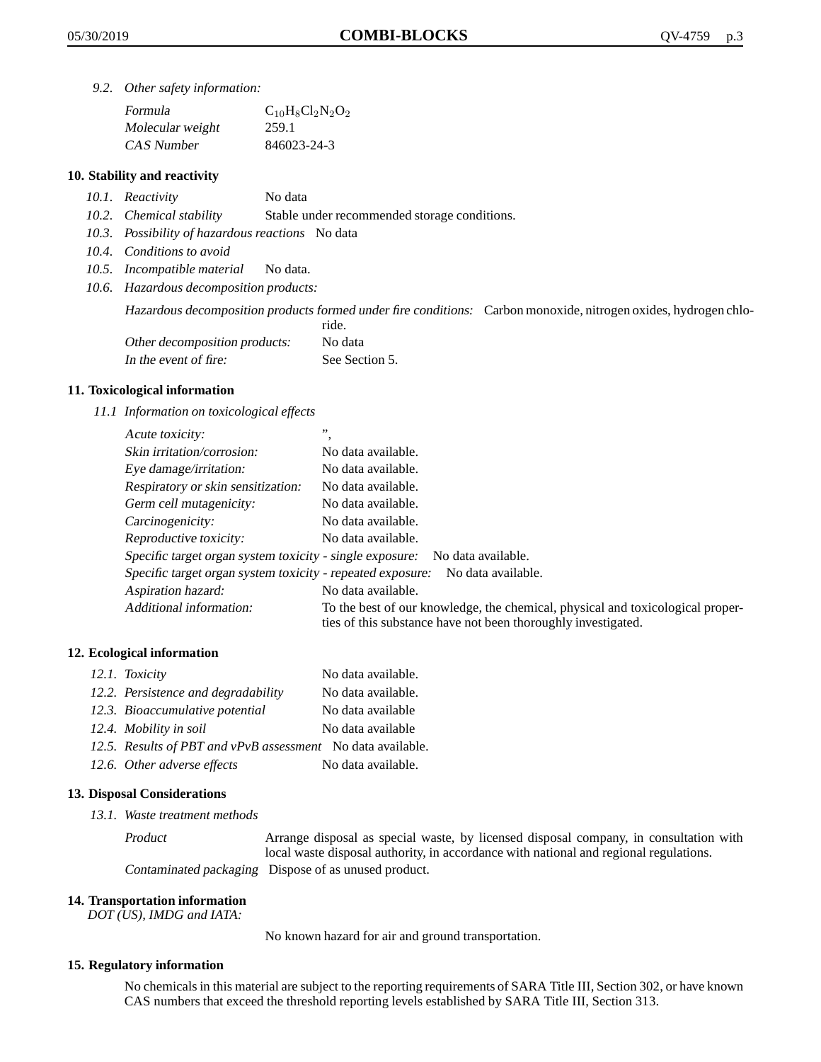*9.2. Other safety information:*

| | |
|---|---|
| *Formula* | $C_{10}H_8Cl_2N_2O_2$ |
| *Molecular weight* | 259.1 |
| *CAS Number* | 846023-24-3 |

## 10. Stability and reactivity

*10.1. Reactivity* No data

*10.2. Chemical stability* Stable under recommended storage conditions.

*10.3. Possibility of hazardous reactions* No data

*10.4. Conditions to avoid*

*10.5. Incompatible material* No data.

*10.6. Hazardous decomposition products:*

*Hazardous decomposition products formed under fire conditions:* Carbon monoxide, nitrogen oxides, hydrogen chloride.

| | |
|---|---|
| *Other decomposition products:* | No data |
| *In the event of fire:* | See Section 5. |

## 11. Toxicological information

*11.1 Information on toxicological effects*

| | |
|---|---|
| *Acute toxicity:* | ”, |
| *Skin irritation/corrosion:* | No data available. |
| *Eye damage/irritation:* | No data available. |
| *Respiratory or skin sensitization:* | No data available. |
| *Germ cell mutagenicity:* | No data available. |
| *Carcinogenicity:* | No data available. |
| *Reproductive toxicity:* | No data available. |
| *Specific target organ system toxicity - single exposure:* | No data available. |
| *Specific target organ system toxicity - repeated exposure:* | No data available. |
| *Aspiration hazard:* | No data available. |
| *Additional information:* | To the best of our knowledge, the chemical, physical and toxicological properties of this substance have not been thoroughly investigated. |

## 12. Ecological information

| | |
|---|---|
| *12.1. Toxicity* | No data available. |
| *12.2. Persistence and degradability* | No data available. |
| *12.3. Bioaccumulative potential* | No data available |
| *12.4. Mobility in soil* | No data available |
| *12.5. Results of PBT and vPvB assessment* | No data available. |
| *12.6. Other adverse effects* | No data available. |

## 13. Disposal Considerations

*13.1. Waste treatment methods*

| | |
|---|---|
| *Product* | Arrange disposal as special waste, by licensed disposal company, in consultation with local waste disposal authority, in accordance with national and regional regulations. |
| *Contaminated packaging* | Dispose of as unused product. |

## 14. Transportation information

*DOT (US), IMDG and IATA:*

No known hazard for air and ground transportation.

## 15. Regulatory information

No chemicals in this material are subject to the reporting requirements of SARA Title III, Section 302, or have known CAS numbers that exceed the threshold reporting levels established by SARA Title III, Section 313.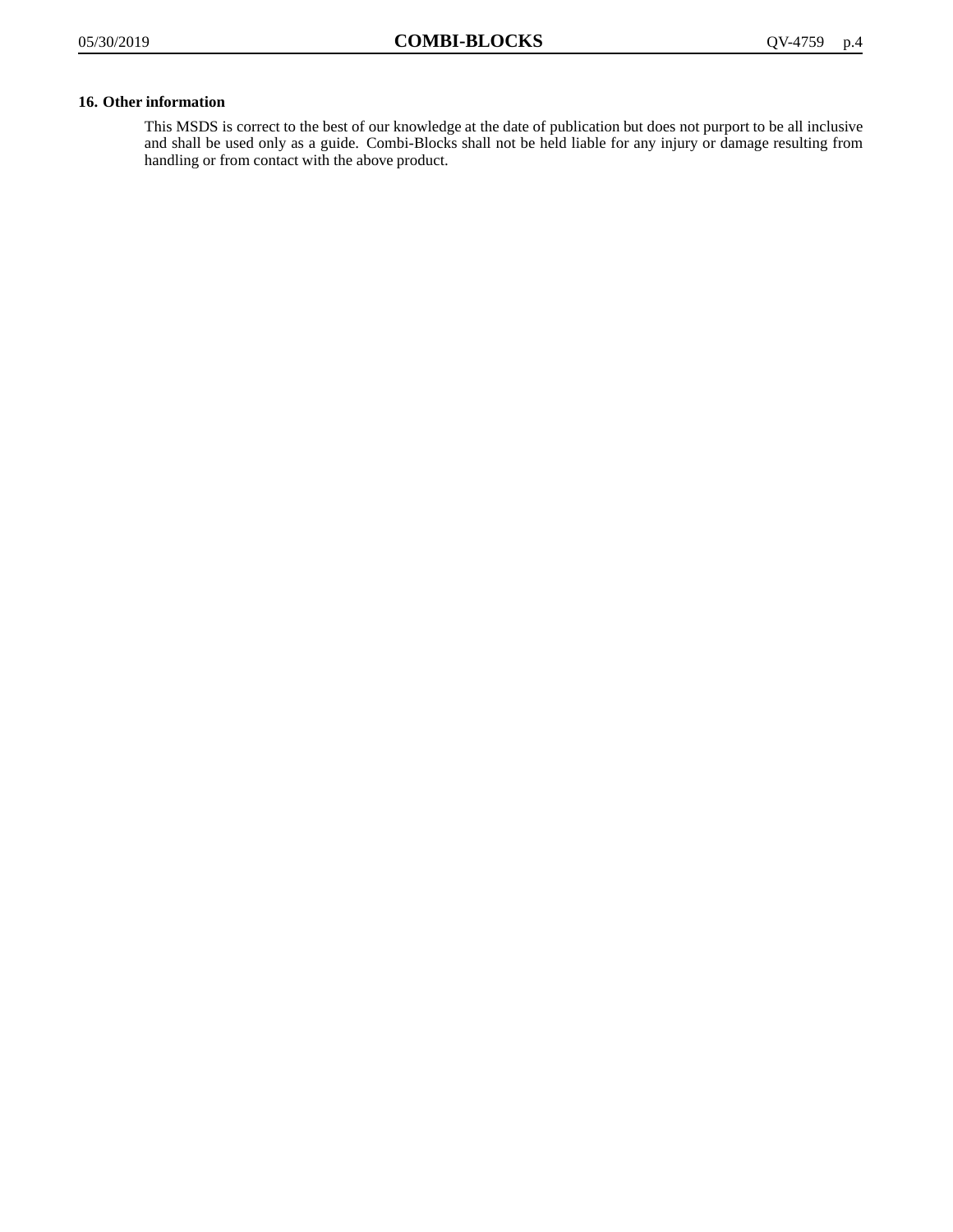## 16. Other information

This MSDS is correct to the best of our knowledge at the date of publication but does not purport to be all inclusive and shall be used only as a guide. Combi-Blocks shall not be held liable for any injury or damage resulting from handling or from contact with the above product.